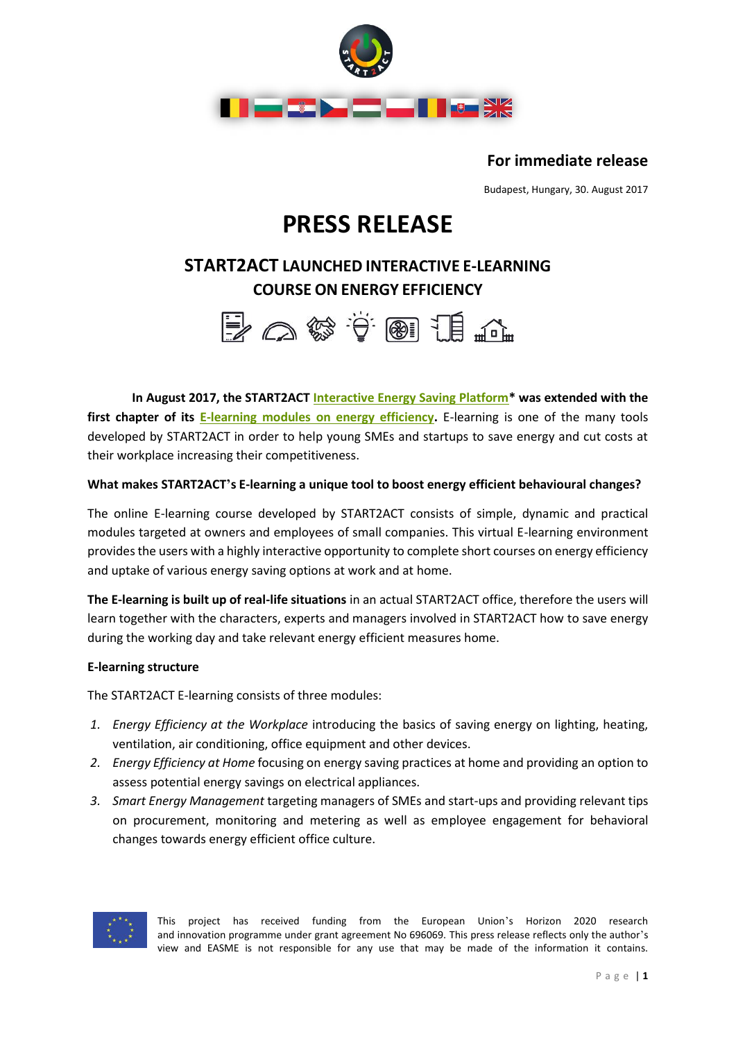**For immediate release**

Budapest, Hungary, 30. August 2017

# PRESS RELEASE

## START2ACT LAUNCHED INTERACTIVE E-LEARNING COURSE ON ENERGY EFFICIENCY

**In August 2017, the START2ACT Interactive Energy Saving Platform* was extended with the first chapter of its E-learning modules on energy efficiency.** E-learning is one of the many tools developed by START2ACT in order to help young SMEs and startups to save energy and cut costs at their workplace increasing their competitiveness.

**What makes START2ACT's E-learning a unique tool to boost energy efficient behavioural changes?**

The online E-learning course developed by START2ACT consists of simple, dynamic and practical modules targeted at owners and employees of small companies. This virtual E-learning environment provides the users with a highly interactive opportunity to complete short courses on energy efficiency and uptake of various energy saving options at work and at home.

**The E-learning is built up of real-life situations** in an actual START2ACT office, therefore the users will learn together with the characters, experts and managers involved in START2ACT how to save energy during the working day and take relevant energy efficient measures home.

**E-learning structure**

The START2ACT E-learning consists of three modules:

1. *Energy Efficiency at the Workplace* introducing the basics of saving energy on lighting, heating, ventilation, air conditioning, office equipment and other devices.
2. *Energy Efficiency at Home* focusing on energy saving practices at home and providing an option to assess potential energy savings on electrical appliances.
3. *Smart Energy Management* targeting managers of SMEs and start-ups and providing relevant tips on procurement, monitoring and metering as well as employee engagement for behavioral changes towards energy efficient office culture.

This project has received funding from the European Union's Horizon 2020 research and innovation programme under grant agreement No 696069. This press release reflects only the author's view and EASME is not responsible for any use that may be made of the information it contains.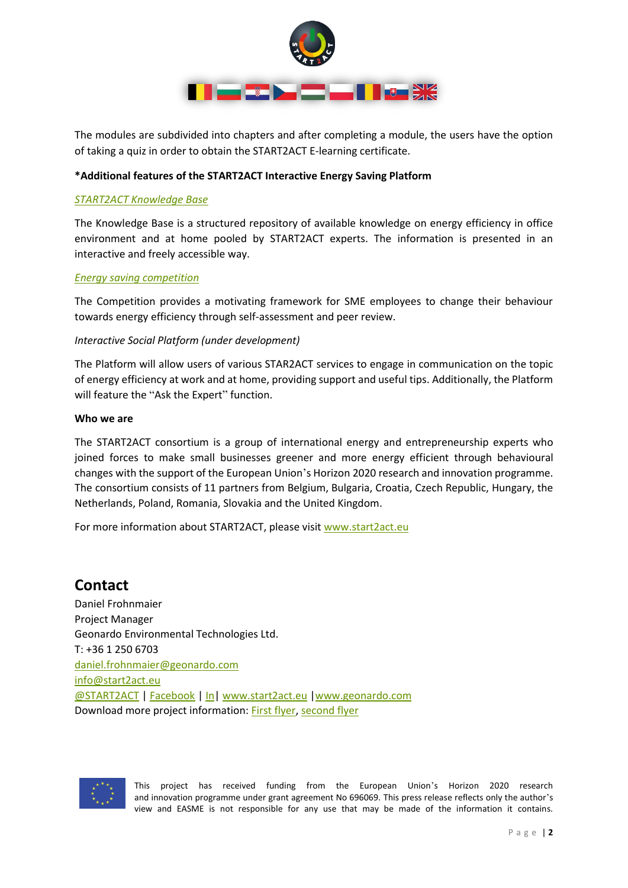The modules are subdivided into chapters and after completing a module, the users have the option of taking a quiz in order to obtain the START2ACT E-learning certificate.

**\*Additional features of the START2ACT Interactive Energy Saving Platform**

*START2ACT Knowledge Base*

The Knowledge Base is a structured repository of available knowledge on energy efficiency in office environment and at home pooled by START2ACT experts. The information is presented in an interactive and freely accessible way.

*Energy saving competition*

The Competition provides a motivating framework for SME employees to change their behaviour towards energy efficiency through self-assessment and peer review.

*Interactive Social Platform (under development)*

The Platform will allow users of various STAR2ACT services to engage in communication on the topic of energy efficiency at work and at home, providing support and useful tips. Additionally, the Platform will feature the "Ask the Expert" function.

**Who we are**

The START2ACT consortium is a group of international energy and entrepreneurship experts who joined forces to make small businesses greener and more energy efficient through behavioural changes with the support of the European Union's Horizon 2020 research and innovation programme. The consortium consists of 11 partners from Belgium, Bulgaria, Croatia, Czech Republic, Hungary, the Netherlands, Poland, Romania, Slovakia and the United Kingdom.

For more information about START2ACT, please visit www.start2act.eu

## Contact

Daniel Frohnmaier
Project Manager
Geonardo Environmental Technologies Ltd.
T: +36 1 250 6703
daniel.frohnmaier@geonardo.com
info@start2act.eu
@START2ACT | Facebook | In| www.start2act.eu |www.geonardo.com
Download more project information: First flyer, second flyer

This project has received funding from the European Union's Horizon 2020 research and innovation programme under grant agreement No 696069. This press release reflects only the author's view and EASME is not responsible for any use that may be made of the information it contains.